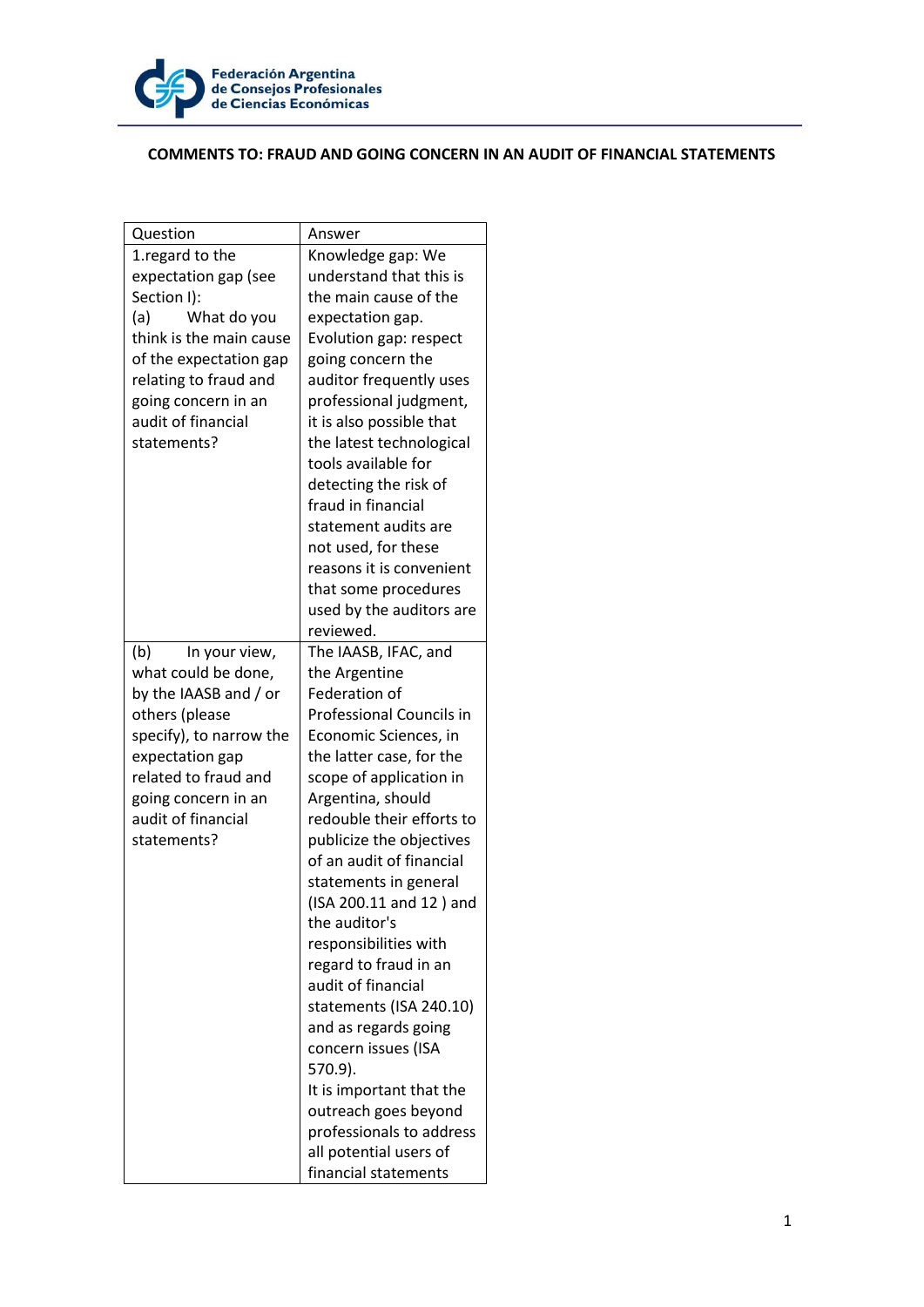Federación Argentina de Consejos Profesionales de Ciencias Económicas

## COMMENTS TO: FRAUD AND GOING CONCERN IN AN AUDIT OF FINANCIAL STATEMENTS

| Question | Answer |
| --- | --- |
| 1.regard to the expectation gap (see Section I): (a) What do you think is the main cause of the expectation gap relating to fraud and going concern in an audit of financial statements? | Knowledge gap: We understand that this is the main cause of the expectation gap. Evolution gap: respect going concern the auditor frequently uses professional judgment, it is also possible that the latest technological tools available for detecting the risk of fraud in financial statement audits are not used, for these reasons it is convenient that some procedures used by the auditors are reviewed. |
| (b) In your view, what could be done, by the IAASB and / or others (please specify), to narrow the expectation gap related to fraud and going concern in an audit of financial statements? | The IAASB, IFAC, and the Argentine Federation of Professional Councils in Economic Sciences, in the latter case, for the scope of application in Argentina, should redouble their efforts to publicize the objectives of an audit of financial statements in general (ISA 200.11 and 12 ) and the auditor's responsibilities with regard to fraud in an audit of financial statements (ISA 240.10) and as regards going concern issues (ISA 570.9). It is important that the outreach goes beyond professionals to address all potential users of financial statements |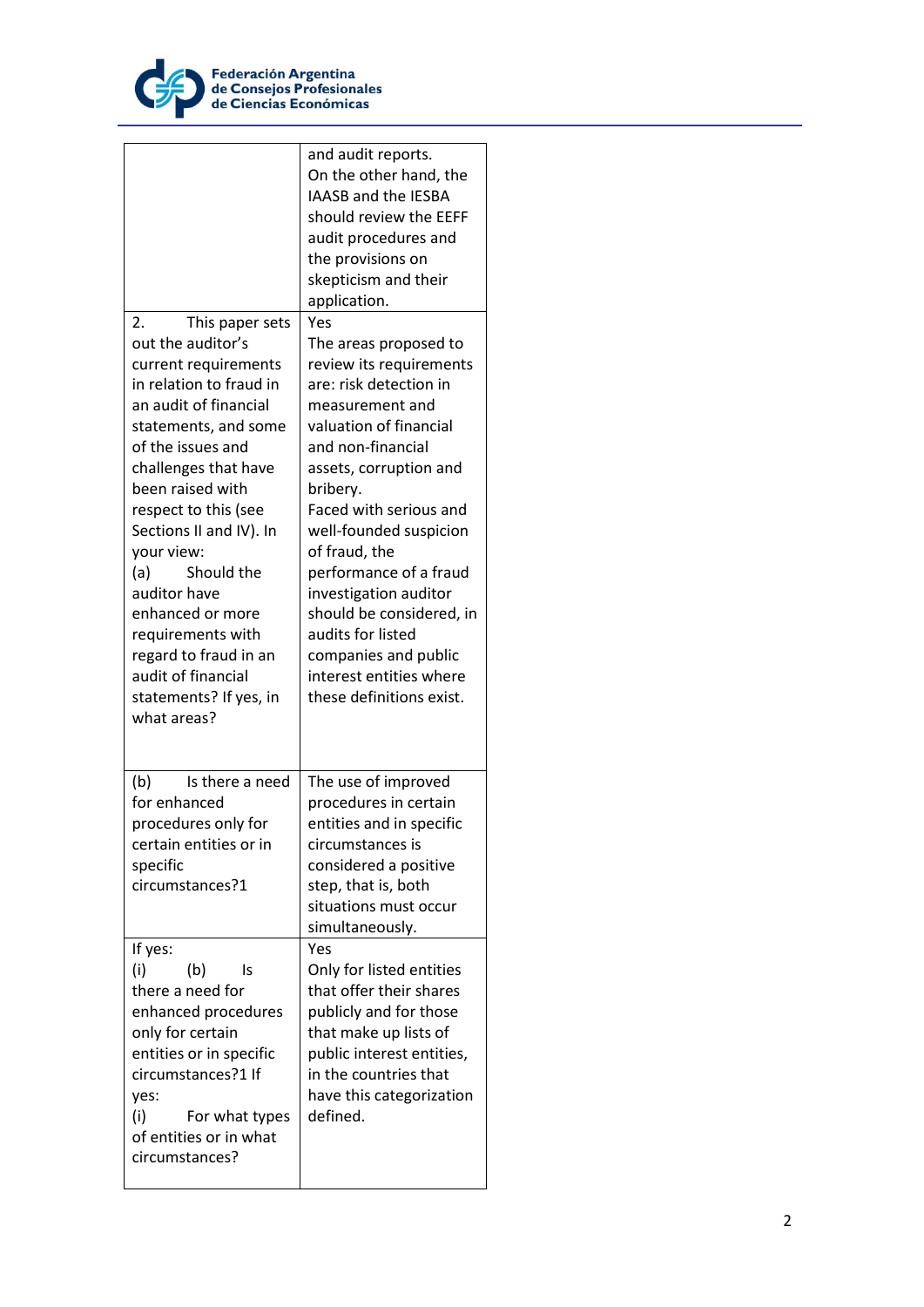| | |
|---|---|
| | and audit reports. On the other hand, the IAASB and the IESBA should review the EEFF audit procedures and the provisions on skepticism and their application. |
| 2. This paper sets out the auditor's current requirements in relation to fraud in an audit of financial statements, and some of the issues and challenges that have been raised with respect to this (see Sections II and IV). In your view: (a) Should the auditor have enhanced or more requirements with regard to fraud in an audit of financial statements? If yes, in what areas? | Yes The areas proposed to review its requirements are: risk detection in measurement and valuation of financial and non-financial assets, corruption and bribery. Faced with serious and well-founded suspicion of fraud, the performance of a fraud investigation auditor should be considered, in audits for listed companies and public interest entities where these definitions exist. |
| (b) Is there a need for enhanced procedures only for certain entities or in specific circumstances?1 | The use of improved procedures in certain entities and in specific circumstances is considered a positive step, that is, both situations must occur simultaneously. |
| If yes: (i) (b) Is there a need for enhanced procedures only for certain entities or in specific circumstances?1 If yes: (i) For what types of entities or in what circumstances? | Yes Only for listed entities that offer their shares publicly and for those that make up lists of public interest entities, in the countries that have this categorization defined. |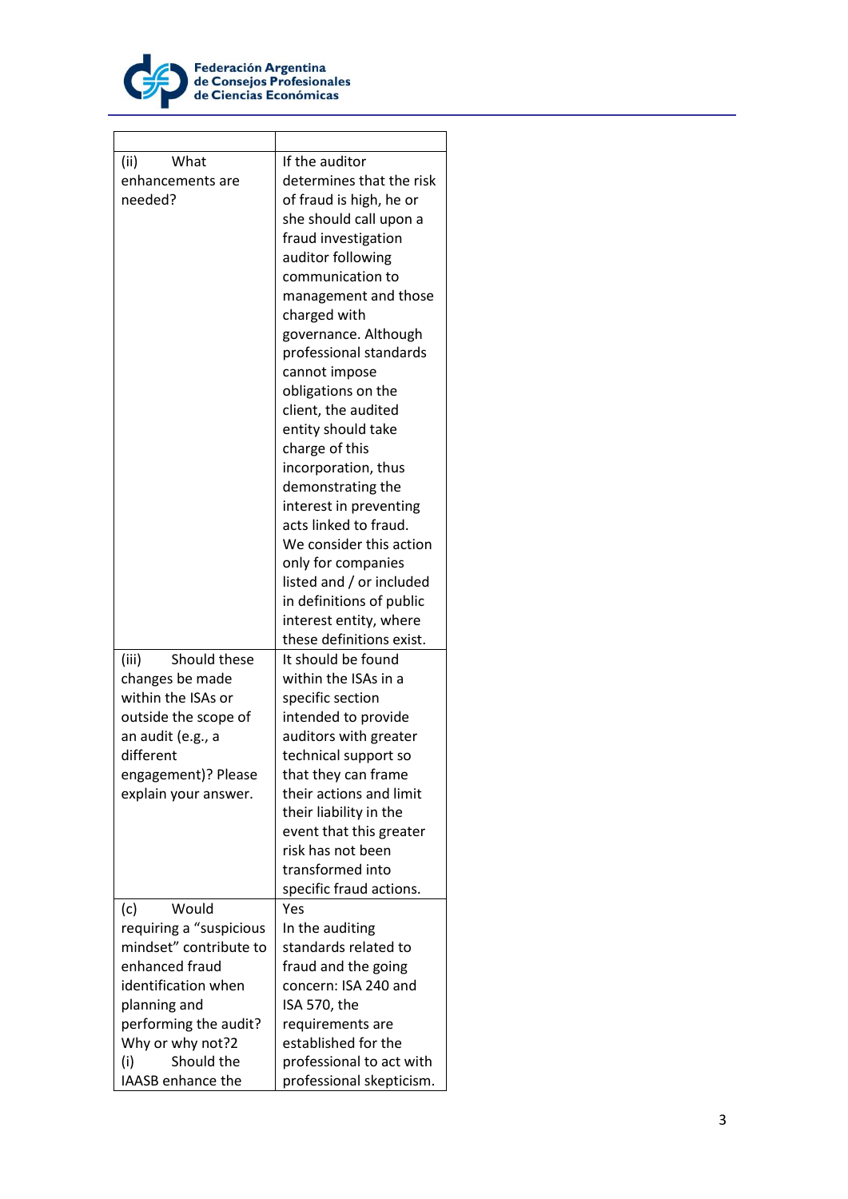| | |
|---|---|
| (ii) What enhancements are needed? | If the auditor determines that the risk of fraud is high, he or she should call upon a fraud investigation auditor following communication to management and those charged with governance. Although professional standards cannot impose obligations on the client, the audited entity should take charge of this incorporation, thus demonstrating the interest in preventing acts linked to fraud. We consider this action only for companies listed and / or included in definitions of public interest entity, where these definitions exist. |
| (iii) Should these changes be made within the ISAs or outside the scope of an audit (e.g., a different engagement)? Please explain your answer. | It should be found within the ISAs in a specific section intended to provide auditors with greater technical support so that they can frame their actions and limit their liability in the event that this greater risk has not been transformed into specific fraud actions. |
| (c) Would requiring a "suspicious mindset" contribute to enhanced fraud identification when planning and performing the audit? Why or why not?2<br>(i) Should the IAASB enhance the | Yes<br>In the auditing standards related to fraud and the going concern: ISA 240 and ISA 570, the requirements are established for the professional to act with professional skepticism. |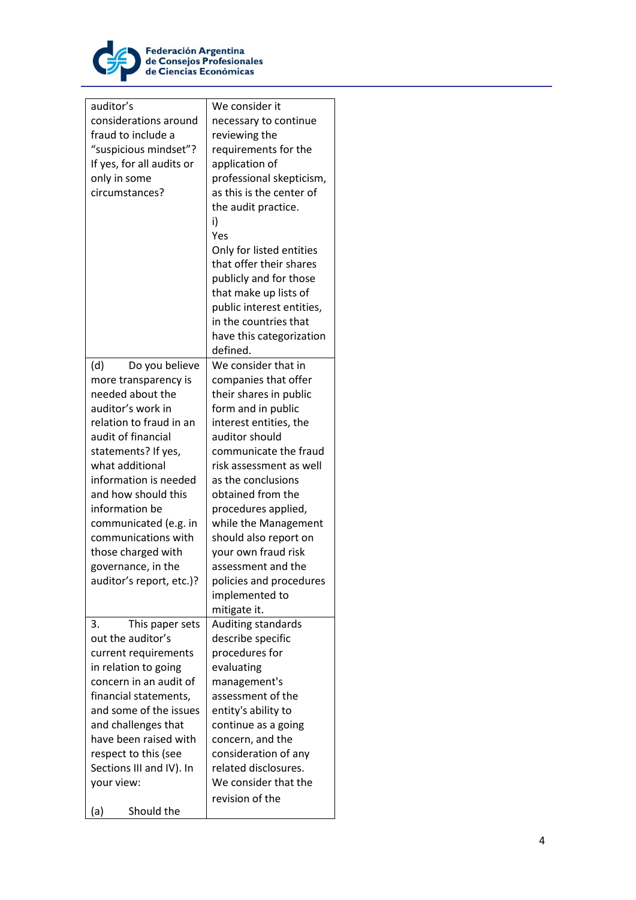| | |
|---|---|
| auditor's considerations around fraud to include a "suspicious mindset"? If yes, for all audits or only in some circumstances? | We consider it necessary to continue reviewing the requirements for the application of professional skepticism, as this is the center of the audit practice.<br>i)<br>Yes<br>Only for listed entities that offer their shares publicly and for those that make up lists of public interest entities, in the countries that have this categorization defined. |
| (d) Do you believe more transparency is needed about the auditor's work in relation to fraud in an audit of financial statements? If yes, what additional information is needed and how should this information be communicated (e.g. in communications with those charged with governance, in the auditor's report, etc.)? | We consider that in companies that offer their shares in public form and in public interest entities, the auditor should communicate the fraud risk assessment as well as the conclusions obtained from the procedures applied, while the Management should also report on your own fraud risk assessment and the policies and procedures implemented to mitigate it. |
| 3. This paper sets out the auditor's current requirements in relation to going concern in an audit of financial statements, and some of the issues and challenges that have been raised with respect to this (see Sections III and IV). In your view:<br><br>(a) Should the | Auditing standards describe specific procedures for evaluating management's assessment of the entity's ability to continue as a going concern, and the consideration of any related disclosures.<br>We consider that the revision of the |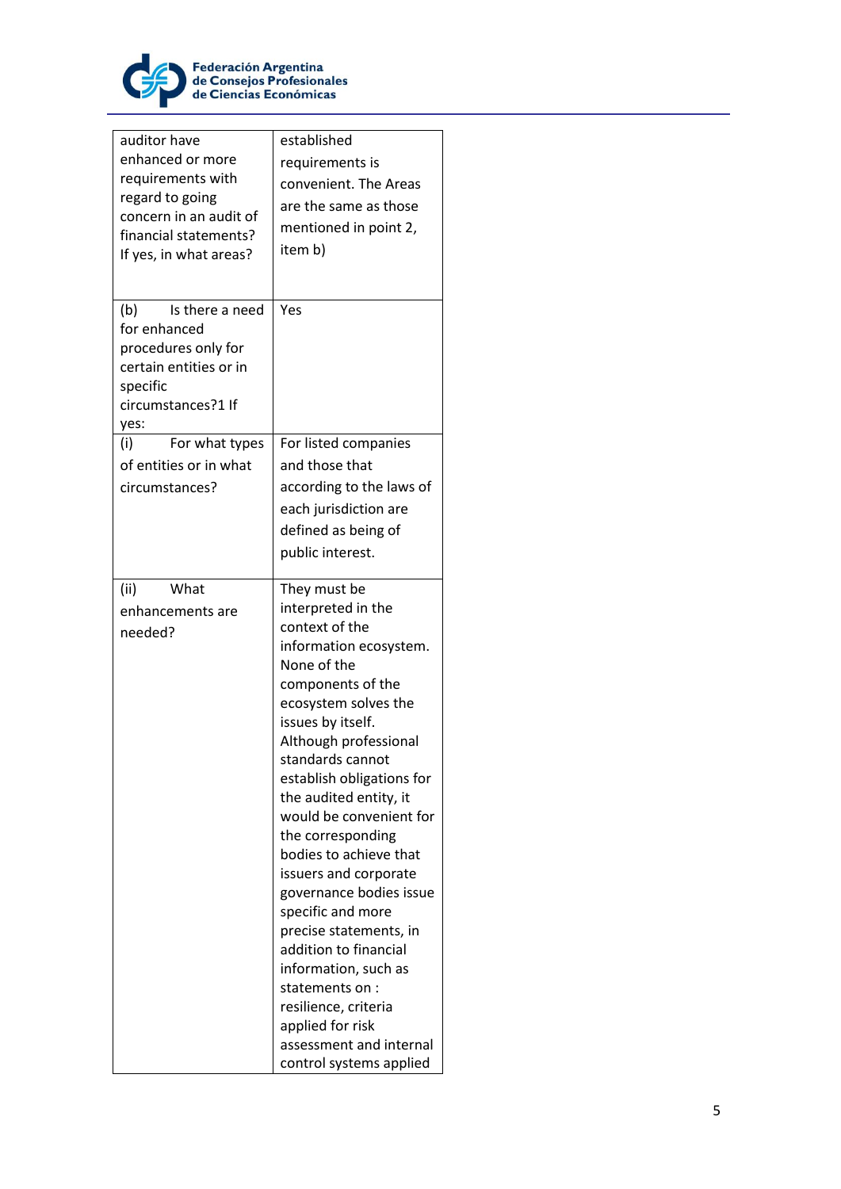| | |
|---|---|
| auditor have enhanced or more requirements with regard to going concern in an audit of financial statements? If yes, in what areas? | established requirements is convenient. The Areas are the same as those mentioned in point 2, item b) |
| (b) Is there a need for enhanced procedures only for certain entities or in specific circumstances?1 If yes: | Yes |
| (i) For what types of entities or in what circumstances? | For listed companies and those that according to the laws of each jurisdiction are defined as being of public interest. |
| (ii) What enhancements are needed? | They must be interpreted in the context of the information ecosystem. None of the components of the ecosystem solves the issues by itself. Although professional standards cannot establish obligations for the audited entity, it would be convenient for the corresponding bodies to achieve that issuers and corporate governance bodies issue specific and more precise statements, in addition to financial information, such as statements on : resilience, criteria applied for risk assessment and internal control systems applied |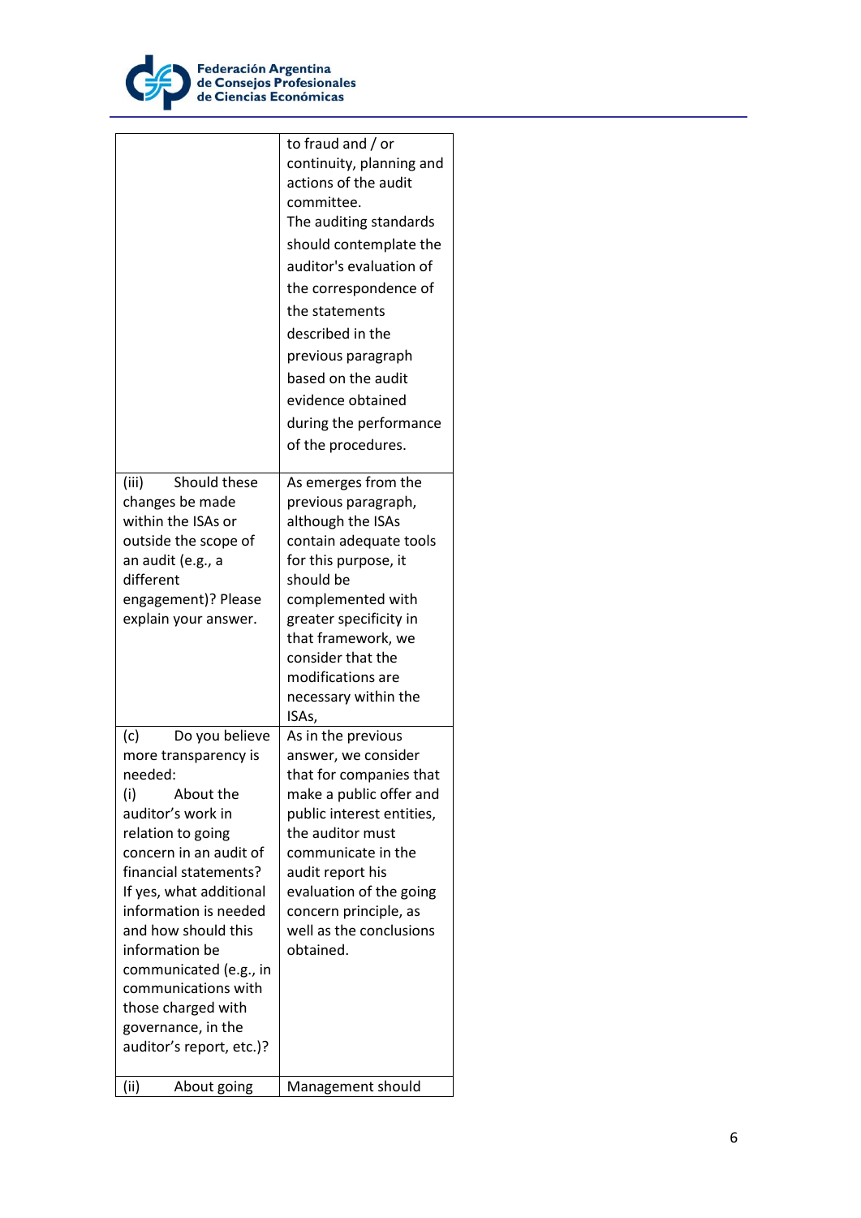| | |
|---|---|
| | to fraud and / or continuity, planning and actions of the audit committee. The auditing standards should contemplate the auditor's evaluation of the correspondence of the statements described in the previous paragraph based on the audit evidence obtained during the performance of the procedures. |
| (iii) Should these changes be made within the ISAs or outside the scope of an audit (e.g., a different engagement)? Please explain your answer. | As emerges from the previous paragraph, although the ISAs contain adequate tools for this purpose, it should be complemented with greater specificity in that framework, we consider that the modifications are necessary within the ISAs, |
| (c) Do you believe more transparency is needed: (i) About the auditor's work in relation to going concern in an audit of financial statements? If yes, what additional information is needed and how should this information be communicated (e.g., in communications with those charged with governance, in the auditor's report, etc.)? | As in the previous answer, we consider that for companies that make a public offer and public interest entities, the auditor must communicate in the audit report his evaluation of the going concern principle, as well as the conclusions obtained. |
| (ii) About going | Management should |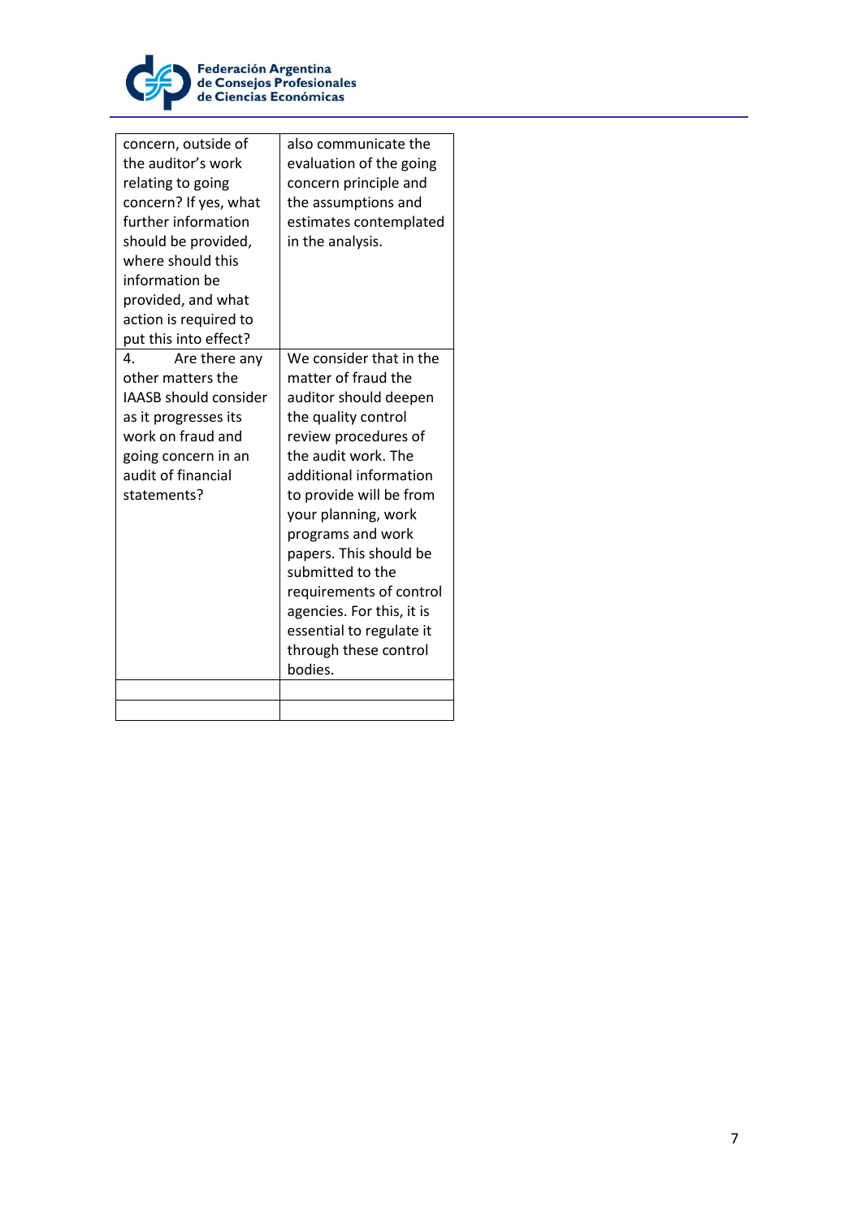| | |
|---|---|
| concern, outside of the auditor's work relating to going concern? If yes, what further information should be provided, where should this information be provided, and what action is required to put this into effect? | also communicate the evaluation of the going concern principle and the assumptions and estimates contemplated in the analysis. |
| 4. Are there any other matters the IAASB should consider as it progresses its work on fraud and going concern in an audit of financial statements? | We consider that in the matter of fraud the auditor should deepen the quality control review procedures of the audit work. The additional information to provide will be from your planning, work programs and work papers. This should be submitted to the requirements of control agencies. For this, it is essential to regulate it through these control bodies. |
| | |
| | |